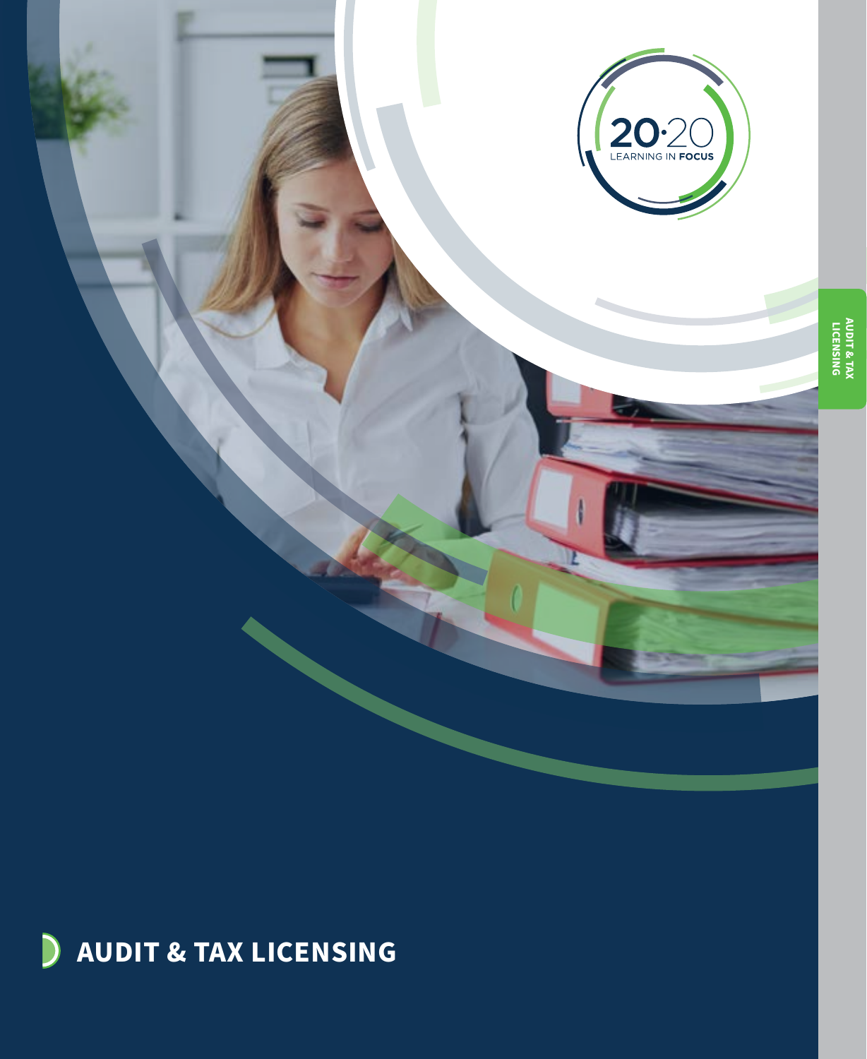20·20 LEARNING IN FOCUS

# AUDIT & TAX LICENSING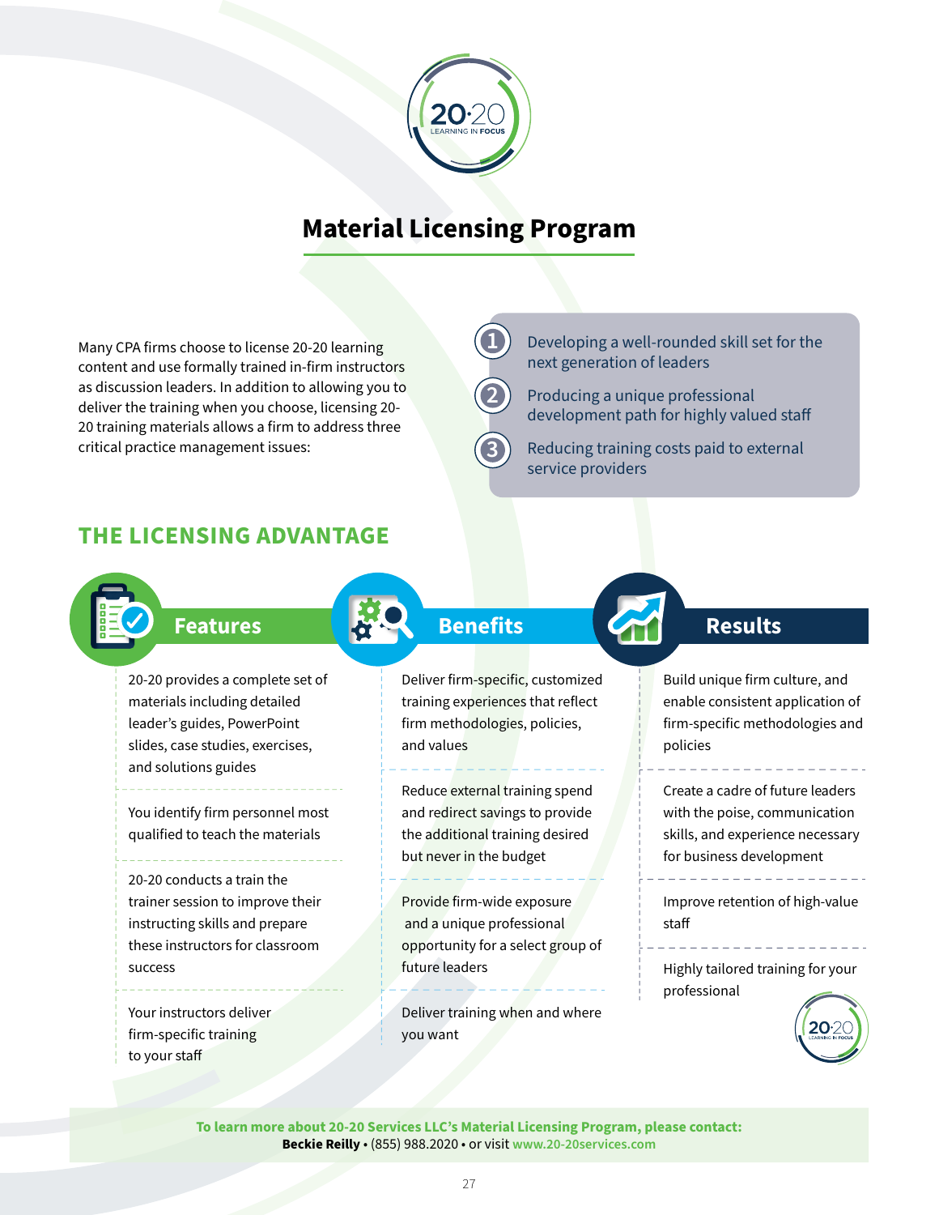# Material Licensing Program

Many CPA firms choose to license 20-20 learning content and use formally trained in-firm instructors as discussion leaders. In addition to allowing you to deliver the training when you choose, licensing 20-20 training materials allows a firm to address three critical practice management issues:

1. Developing a well-rounded skill set for the next generation of leaders
2. Producing a unique professional development path for highly valued staff
3. Reducing training costs paid to external service providers

## THE LICENSING ADVANTAGE

### Features

- 20-20 provides a complete set of materials including detailed leader's guides, PowerPoint slides, case studies, exercises, and solutions guides
- You identify firm personnel most qualified to teach the materials
- 20-20 conducts a train the trainer session to improve their instructing skills and prepare these instructors for classroom success
- Your instructors deliver firm-specific training to your staff

### Benefits

- Deliver firm-specific, customized training experiences that reflect firm methodologies, policies, and values
- Reduce external training spend and redirect savings to provide the additional training desired but never in the budget
- Provide firm-wide exposure and a unique professional opportunity for a select group of future leaders
- Deliver training when and where you want

### Results

- Build unique firm culture, and enable consistent application of firm-specific methodologies and policies
- Create a cadre of future leaders with the poise, communication skills, and experience necessary for business development
- Improve retention of high-value staff
- Highly tailored training for your professional

**To learn more about 20-20 Services LLC's Material Licensing Program, please contact:**
**Beckie Reilly** • (855) 988.2020 • or visit www.20-20services.com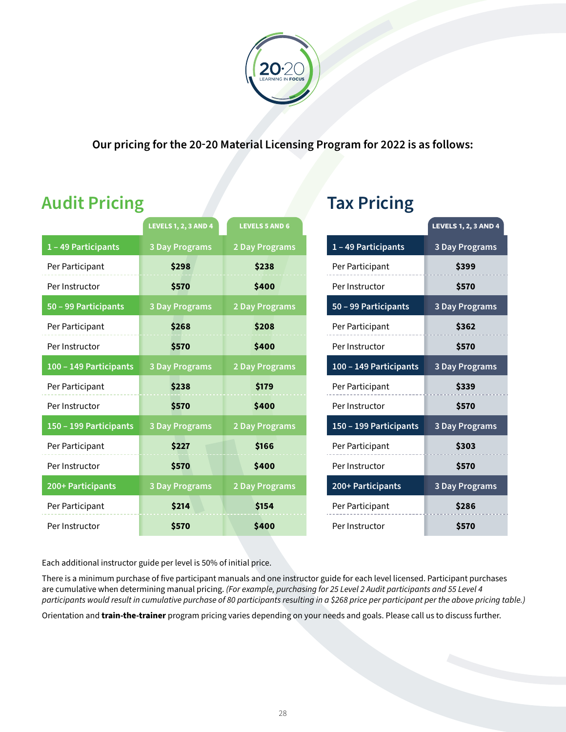Our pricing for the 20-20 Material Licensing Program for 2022 is as follows:

## Audit Pricing

| | LEVELS 1, 2, 3 AND 4 | LEVELS 5 AND 6 |
|---|---|---|
| **1 – 49 Participants** | **3 Day Programs** | **2 Day Programs** |
| Per Participant | **$298** | **$238** |
| Per Instructor | **$570** | **$400** |
| **50 – 99 Participants** | **3 Day Programs** | **2 Day Programs** |
| Per Participant | **$268** | **$208** |
| Per Instructor | **$570** | **$400** |
| **100 – 149 Participants** | **3 Day Programs** | **2 Day Programs** |
| Per Participant | **$238** | **$179** |
| Per Instructor | **$570** | **$400** |
| **150 – 199 Participants** | **3 Day Programs** | **2 Day Programs** |
| Per Participant | **$227** | **$166** |
| Per Instructor | **$570** | **$400** |
| **200+ Participants** | **3 Day Programs** | **2 Day Programs** |
| Per Participant | **$214** | **$154** |
| Per Instructor | **$570** | **$400** |

## Tax Pricing

| | LEVELS 1, 2, 3 AND 4 |
|---|---|
| **1 – 49 Participants** | **3 Day Programs** |
| Per Participant | **$399** |
| Per Instructor | **$570** |
| **50 – 99 Participants** | **3 Day Programs** |
| Per Participant | **$362** |
| Per Instructor | **$570** |
| **100 – 149 Participants** | **3 Day Programs** |
| Per Participant | **$339** |
| Per Instructor | **$570** |
| **150 – 199 Participants** | **3 Day Programs** |
| Per Participant | **$303** |
| Per Instructor | **$570** |
| **200+ Participants** | **3 Day Programs** |
| Per Participant | **$286** |
| Per Instructor | **$570** |

Each additional instructor guide per level is 50% of initial price.

There is a minimum purchase of five participant manuals and one instructor guide for each level licensed. Participant purchases are cumulative when determining manual pricing. *(For example, purchasing for 25 Level 2 Audit participants and 55 Level 4 participants would result in cumulative purchase of 80 participants resulting in a $268 price per participant per the above pricing table.)*

Orientation and **train-the-trainer** program pricing varies depending on your needs and goals. Please call us to discuss further.